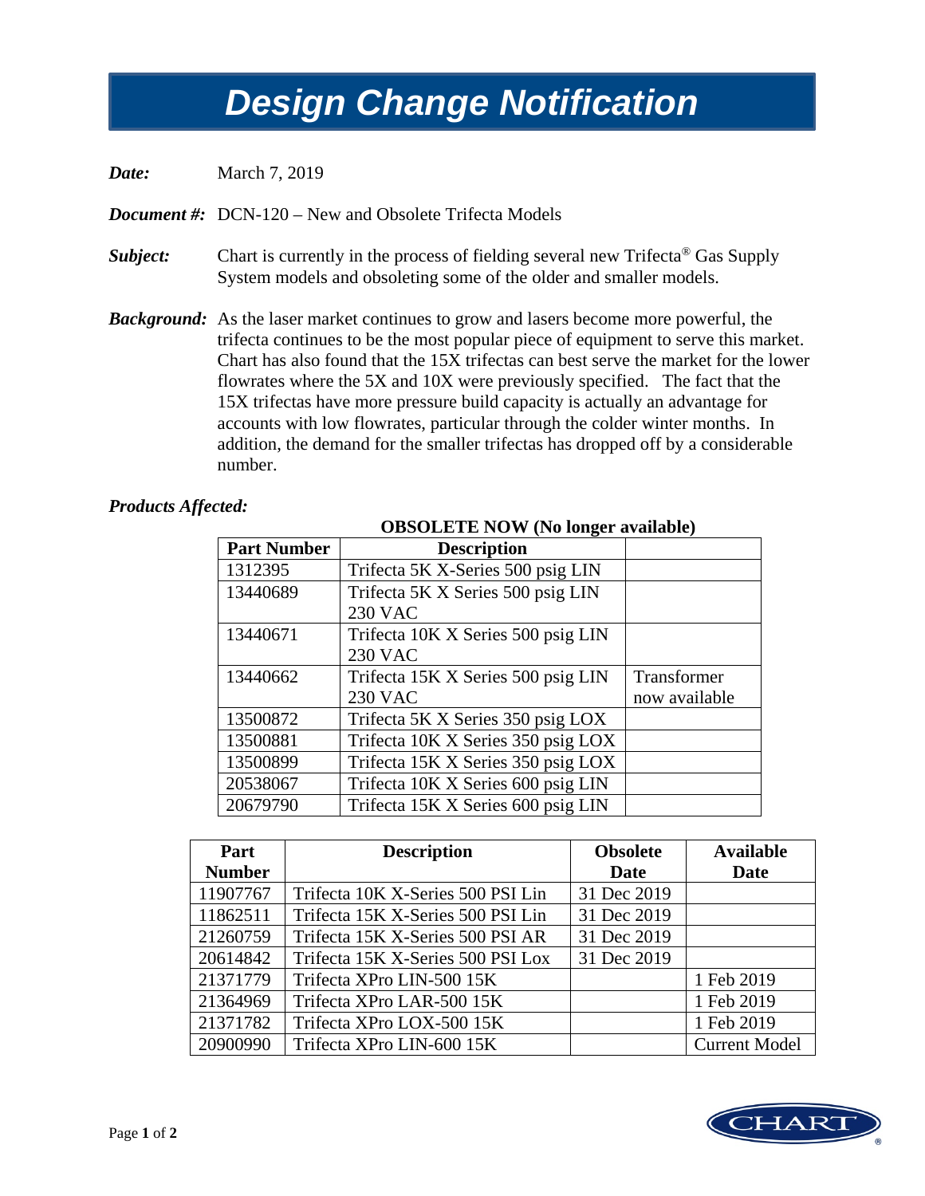# Design Change Notification

***Date:*** March 7, 2019

***Document #:*** DCN-120 – New and Obsolete Trifecta Models

***Subject:*** Chart is currently in the process of fielding several new Trifecta® Gas Supply System models and obsoleting some of the older and smaller models.

***Background:*** As the laser market continues to grow and lasers become more powerful, the trifecta continues to be the most popular piece of equipment to serve this market. Chart has also found that the 15X trifectas can best serve the market for the lower flowrates where the 5X and 10X were previously specified. The fact that the 15X trifectas have more pressure build capacity is actually an advantage for accounts with low flowrates, particular through the colder winter months. In addition, the demand for the smaller trifectas has dropped off by a considerable number.

***Products Affected:***

**OBSOLETE NOW (No longer available)**

| Part Number | Description | |
|---|---|---|
| 1312395 | Trifecta 5K X-Series 500 psig LIN | |
| 13440689 | Trifecta 5K X Series 500 psig LIN 230 VAC | |
| 13440671 | Trifecta 10K X Series 500 psig LIN 230 VAC | |
| 13440662 | Trifecta 15K X Series 500 psig LIN 230 VAC | Transformer now available |
| 13500872 | Trifecta 5K X Series 350 psig LOX | |
| 13500881 | Trifecta 10K X Series 350 psig LOX | |
| 13500899 | Trifecta 15K X Series 350 psig LOX | |
| 20538067 | Trifecta 10K X Series 600 psig LIN | |
| 20679790 | Trifecta 15K X Series 600 psig LIN | |

| Part Number | Description | Obsolete Date | Available Date |
|---|---|---|---|
| 11907767 | Trifecta 10K X-Series 500 PSI Lin | 31 Dec 2019 | |
| 11862511 | Trifecta 15K X-Series 500 PSI Lin | 31 Dec 2019 | |
| 21260759 | Trifecta 15K X-Series 500 PSI AR | 31 Dec 2019 | |
| 20614842 | Trifecta 15K X-Series 500 PSI Lox | 31 Dec 2019 | |
| 21371779 | Trifecta XPro LIN-500 15K | | 1 Feb 2019 |
| 21364969 | Trifecta XPro LAR-500 15K | | 1 Feb 2019 |
| 21371782 | Trifecta XPro LOX-500 15K | | 1 Feb 2019 |
| 20900990 | Trifecta XPro LIN-600 15K | | Current Model |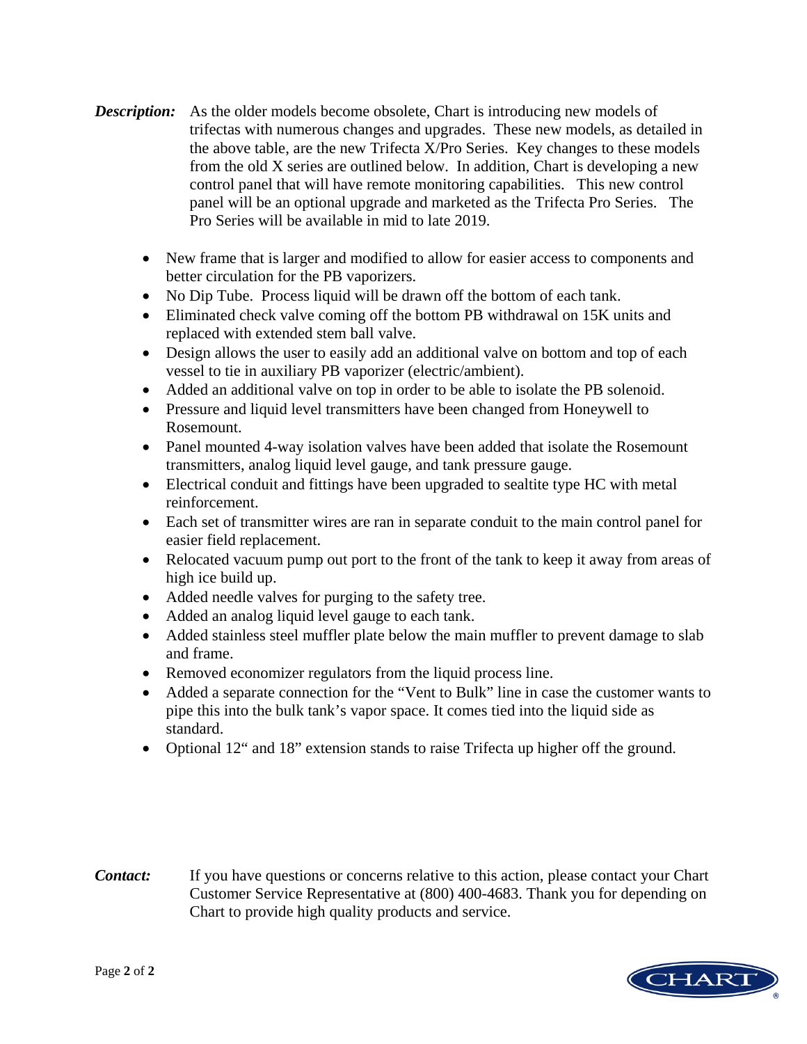***Description:*** As the older models become obsolete, Chart is introducing new models of trifectas with numerous changes and upgrades. These new models, as detailed in the above table, are the new Trifecta X/Pro Series. Key changes to these models from the old X series are outlined below. In addition, Chart is developing a new control panel that will have remote monitoring capabilities. This new control panel will be an optional upgrade and marketed as the Trifecta Pro Series. The Pro Series will be available in mid to late 2019.

- New frame that is larger and modified to allow for easier access to components and better circulation for the PB vaporizers.
- No Dip Tube. Process liquid will be drawn off the bottom of each tank.
- Eliminated check valve coming off the bottom PB withdrawal on 15K units and replaced with extended stem ball valve.
- Design allows the user to easily add an additional valve on bottom and top of each vessel to tie in auxiliary PB vaporizer (electric/ambient).
- Added an additional valve on top in order to be able to isolate the PB solenoid.
- Pressure and liquid level transmitters have been changed from Honeywell to Rosemount.
- Panel mounted 4-way isolation valves have been added that isolate the Rosemount transmitters, analog liquid level gauge, and tank pressure gauge.
- Electrical conduit and fittings have been upgraded to sealtite type HC with metal reinforcement.
- Each set of transmitter wires are ran in separate conduit to the main control panel for easier field replacement.
- Relocated vacuum pump out port to the front of the tank to keep it away from areas of high ice build up.
- Added needle valves for purging to the safety tree.
- Added an analog liquid level gauge to each tank.
- Added stainless steel muffler plate below the main muffler to prevent damage to slab and frame.
- Removed economizer regulators from the liquid process line.
- Added a separate connection for the "Vent to Bulk" line in case the customer wants to pipe this into the bulk tank's vapor space. It comes tied into the liquid side as standard.
- Optional 12" and 18" extension stands to raise Trifecta up higher off the ground.

***Contact:*** If you have questions or concerns relative to this action, please contact your Chart Customer Service Representative at (800) 400-4683. Thank you for depending on Chart to provide high quality products and service.